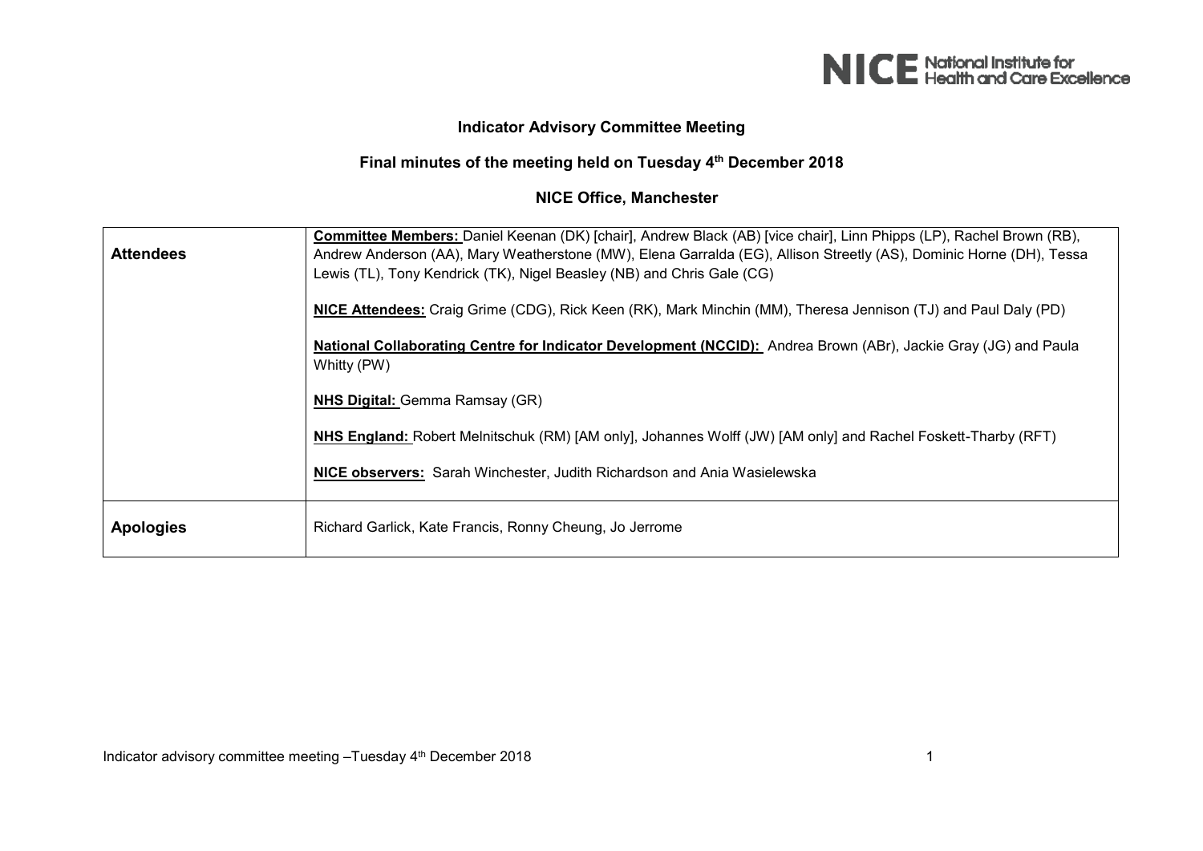**Indicator Advisory Committee Meeting**

**Final minutes of the meeting held on Tuesday 4th December 2018**

**NICE Office, Manchester**

| | |
|---|---|
| **Attendees** | **Committee Members:** Daniel Keenan (DK) [chair], Andrew Black (AB) [vice chair], Linn Phipps (LP), Rachel Brown (RB), Andrew Anderson (AA), Mary Weatherstone (MW), Elena Garralda (EG), Allison Streetly (AS), Dominic Horne (DH), Tessa Lewis (TL), Tony Kendrick (TK), Nigel Beasley (NB) and Chris Gale (CG)<br><br>**NICE Attendees:** Craig Grime (CDG), Rick Keen (RK), Mark Minchin (MM), Theresa Jennison (TJ) and Paul Daly (PD)<br><br>**National Collaborating Centre for Indicator Development (NCCID):** Andrea Brown (ABr), Jackie Gray (JG) and Paula Whitty (PW)<br><br>**NHS Digital:** Gemma Ramsay (GR)<br><br>**NHS England:** Robert Melnitschuk (RM) [AM only], Johannes Wolff (JW) [AM only] and Rachel Foskett-Tharby (RFT)<br><br>**NICE observers:** Sarah Winchester, Judith Richardson and Ania Wasielewska |
| **Apologies** | Richard Garlick, Kate Francis, Ronny Cheung, Jo Jerrome |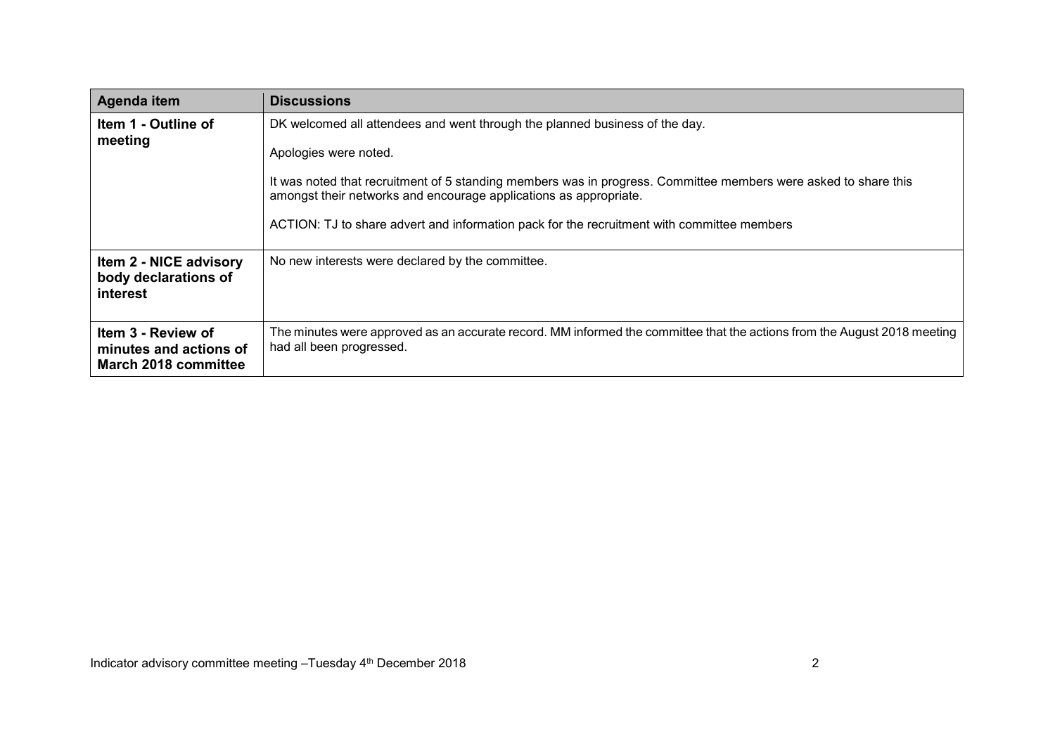| Agenda item | Discussions |
| --- | --- |
| **Item 1 - Outline of meeting** | DK welcomed all attendees and went through the planned business of the day.<br><br>Apologies were noted.<br><br>It was noted that recruitment of 5 standing members was in progress. Committee members were asked to share this amongst their networks and encourage applications as appropriate.<br><br>ACTION: TJ to share advert and information pack for the recruitment with committee members |
| **Item 2 - NICE advisory body declarations of interest** | No new interests were declared by the committee. |
| **Item 3 - Review of minutes and actions of March 2018 committee** | The minutes were approved as an accurate record. MM informed the committee that the actions from the August 2018 meeting had all been progressed. |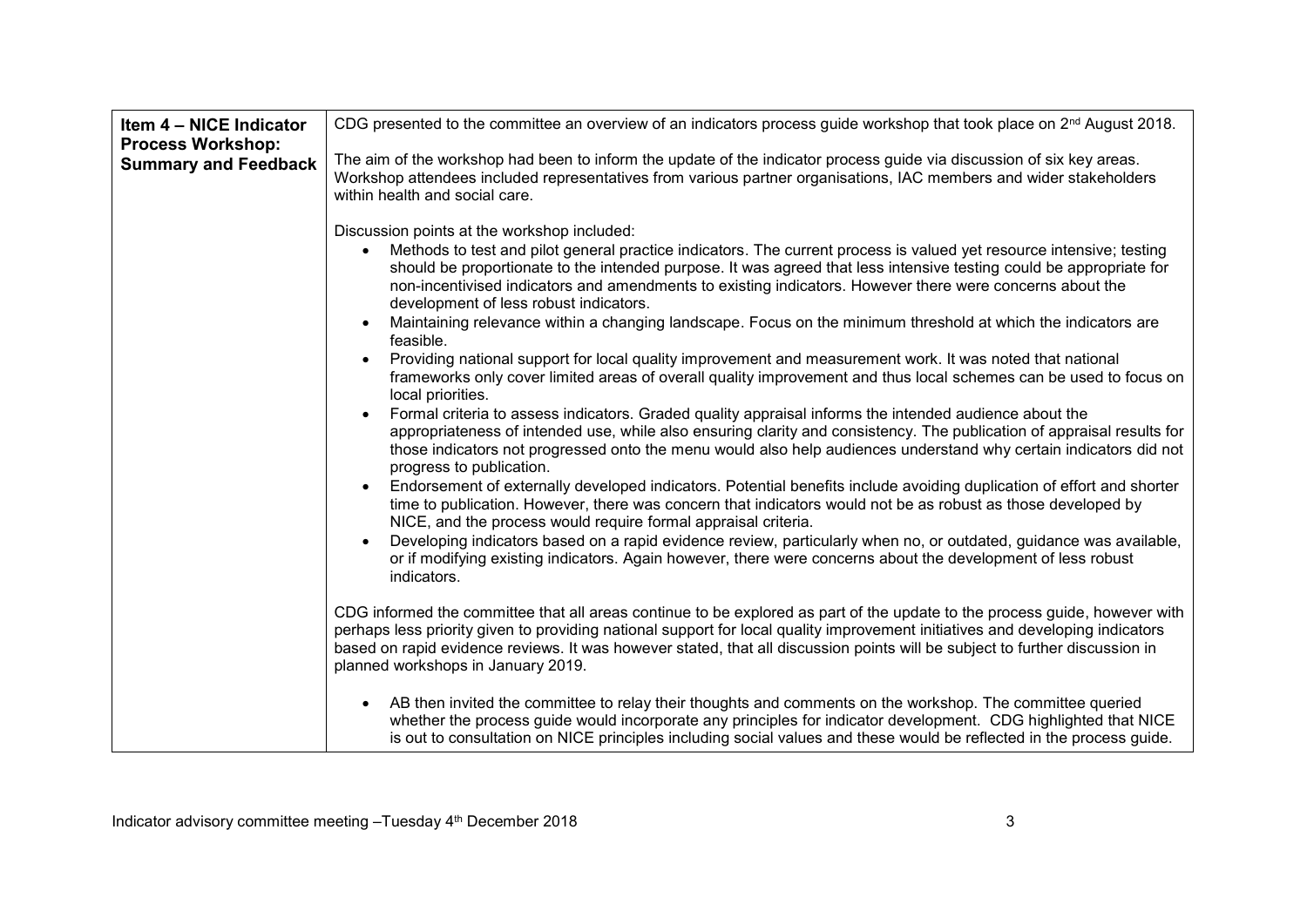| Item 4 – NICE Indicator Process Workshop: Summary and Feedback | CDG presented to the committee an overview of an indicators process guide workshop that took place on 2nd August 2018.<br><br>The aim of the workshop had been to inform the update of the indicator process guide via discussion of six key areas. Workshop attendees included representatives from various partner organisations, IAC members and wider stakeholders within health and social care.<br><br>Discussion points at the workshop included:<br>• Methods to test and pilot general practice indicators. The current process is valued yet resource intensive; testing should be proportionate to the intended purpose. It was agreed that less intensive testing could be appropriate for non-incentivised indicators and amendments to existing indicators. However there were concerns about the development of less robust indicators.<br>• Maintaining relevance within a changing landscape. Focus on the minimum threshold at which the indicators are feasible.<br>• Providing national support for local quality improvement and measurement work. It was noted that national frameworks only cover limited areas of overall quality improvement and thus local schemes can be used to focus on local priorities.<br>• Formal criteria to assess indicators. Graded quality appraisal informs the intended audience about the appropriateness of intended use, while also ensuring clarity and consistency. The publication of appraisal results for those indicators not progressed onto the menu would also help audiences understand why certain indicators did not progress to publication.<br>• Endorsement of externally developed indicators. Potential benefits include avoiding duplication of effort and shorter time to publication. However, there was concern that indicators would not be as robust as those developed by NICE, and the process would require formal appraisal criteria.<br>• Developing indicators based on a rapid evidence review, particularly when no, or outdated, guidance was available, or if modifying existing indicators. Again however, there were concerns about the development of less robust indicators.<br><br>CDG informed the committee that all areas continue to be explored as part of the update to the process guide, however with perhaps less priority given to providing national support for local quality improvement initiatives and developing indicators based on rapid evidence reviews. It was however stated, that all discussion points will be subject to further discussion in planned workshops in January 2019.<br><br>• AB then invited the committee to relay their thoughts and comments on the workshop. The committee queried whether the process guide would incorporate any principles for indicator development. CDG highlighted that NICE is out to consultation on NICE principles including social values and these would be reflected in the process guide. |
|---|---|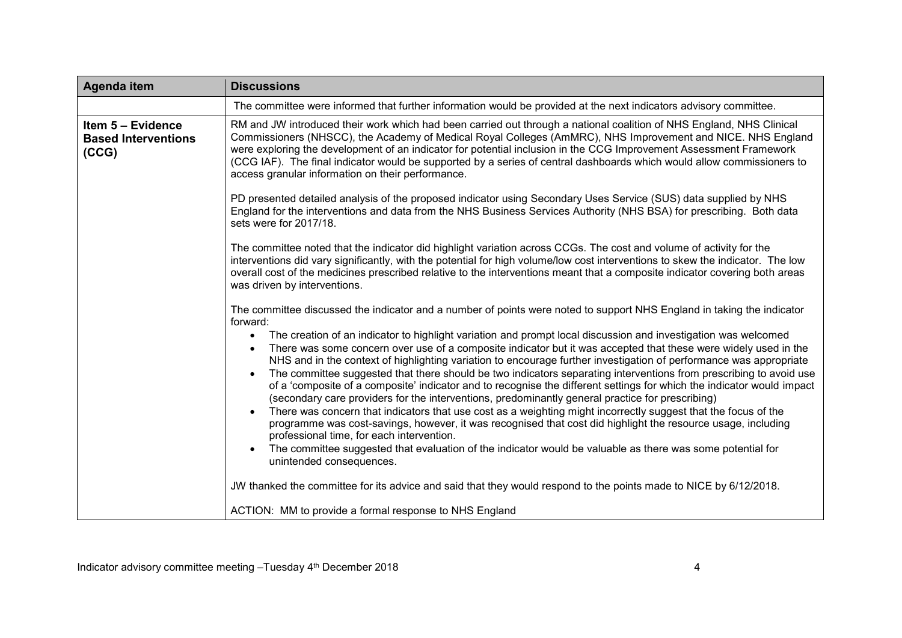| Agenda item | Discussions |
|---|---|
| | The committee were informed that further information would be provided at the next indicators advisory committee. |
| **Item 5 – Evidence Based Interventions (CCG)** | RM and JW introduced their work which had been carried out through a national coalition of NHS England, NHS Clinical Commissioners (NHSCC), the Academy of Medical Royal Colleges (AmMRC), NHS Improvement and NICE. NHS England were exploring the development of an indicator for potential inclusion in the CCG Improvement Assessment Framework (CCG IAF). The final indicator would be supported by a series of central dashboards which would allow commissioners to access granular information on their performance.<br><br>PD presented detailed analysis of the proposed indicator using Secondary Uses Service (SUS) data supplied by NHS England for the interventions and data from the NHS Business Services Authority (NHS BSA) for prescribing. Both data sets were for 2017/18.<br><br>The committee noted that the indicator did highlight variation across CCGs. The cost and volume of activity for the interventions did vary significantly, with the potential for high volume/low cost interventions to skew the indicator. The low overall cost of the medicines prescribed relative to the interventions meant that a composite indicator covering both areas was driven by interventions.<br><br>The committee discussed the indicator and a number of points were noted to support NHS England in taking the indicator forward:<br>• The creation of an indicator to highlight variation and prompt local discussion and investigation was welcomed<br>• There was some concern over use of a composite indicator but it was accepted that these were widely used in the NHS and in the context of highlighting variation to encourage further investigation of performance was appropriate<br>• The committee suggested that there should be two indicators separating interventions from prescribing to avoid use of a 'composite of a composite' indicator and to recognise the different settings for which the indicator would impact (secondary care providers for the interventions, predominantly general practice for prescribing)<br>• There was concern that indicators that use cost as a weighting might incorrectly suggest that the focus of the programme was cost-savings, however, it was recognised that cost did highlight the resource usage, including professional time, for each intervention.<br>• The committee suggested that evaluation of the indicator would be valuable as there was some potential for unintended consequences.<br><br>JW thanked the committee for its advice and said that they would respond to the points made to NICE by 6/12/2018.<br><br>ACTION: MM to provide a formal response to NHS England |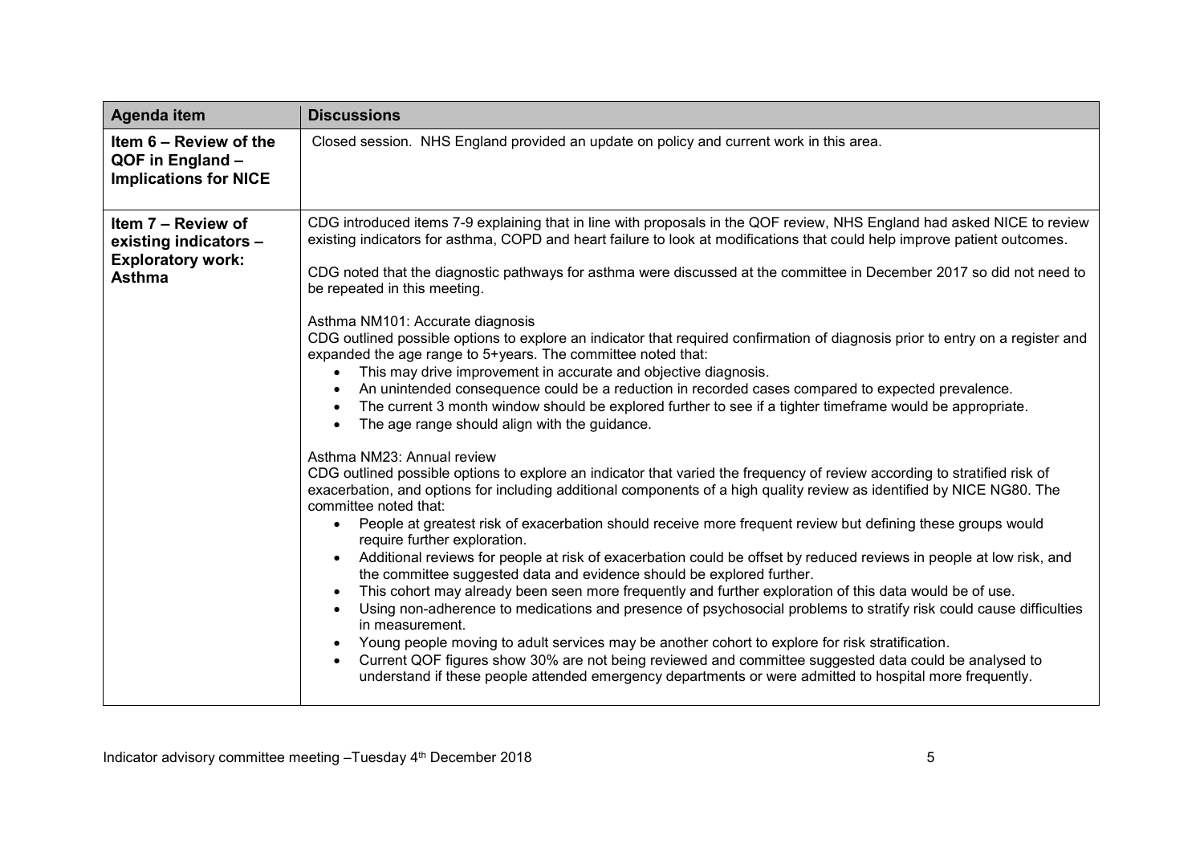| Agenda item | Discussions |
|---|---|
| **Item 6 – Review of the QOF in England – Implications for NICE** | Closed session. NHS England provided an update on policy and current work in this area. |
| **Item 7 – Review of existing indicators – Exploratory work: Asthma** | CDG introduced items 7-9 explaining that in line with proposals in the QOF review, NHS England had asked NICE to review existing indicators for asthma, COPD and heart failure to look at modifications that could help improve patient outcomes.<br><br>CDG noted that the diagnostic pathways for asthma were discussed at the committee in December 2017 so did not need to be repeated in this meeting.<br><br>Asthma NM101: Accurate diagnosis<br>CDG outlined possible options to explore an indicator that required confirmation of diagnosis prior to entry on a register and expanded the age range to 5+years. The committee noted that:<br>• This may drive improvement in accurate and objective diagnosis.<br>• An unintended consequence could be a reduction in recorded cases compared to expected prevalence.<br>• The current 3 month window should be explored further to see if a tighter timeframe would be appropriate.<br>• The age range should align with the guidance.<br><br>Asthma NM23: Annual review<br>CDG outlined possible options to explore an indicator that varied the frequency of review according to stratified risk of exacerbation, and options for including additional components of a high quality review as identified by NICE NG80. The committee noted that:<br>• People at greatest risk of exacerbation should receive more frequent review but defining these groups would require further exploration.<br>• Additional reviews for people at risk of exacerbation could be offset by reduced reviews in people at low risk, and the committee suggested data and evidence should be explored further.<br>• This cohort may already been seen more frequently and further exploration of this data would be of use.<br>• Using non-adherence to medications and presence of psychosocial problems to stratify risk could cause difficulties in measurement.<br>• Young people moving to adult services may be another cohort to explore for risk stratification.<br>• Current QOF figures show 30% are not being reviewed and committee suggested data could be analysed to understand if these people attended emergency departments or were admitted to hospital more frequently. |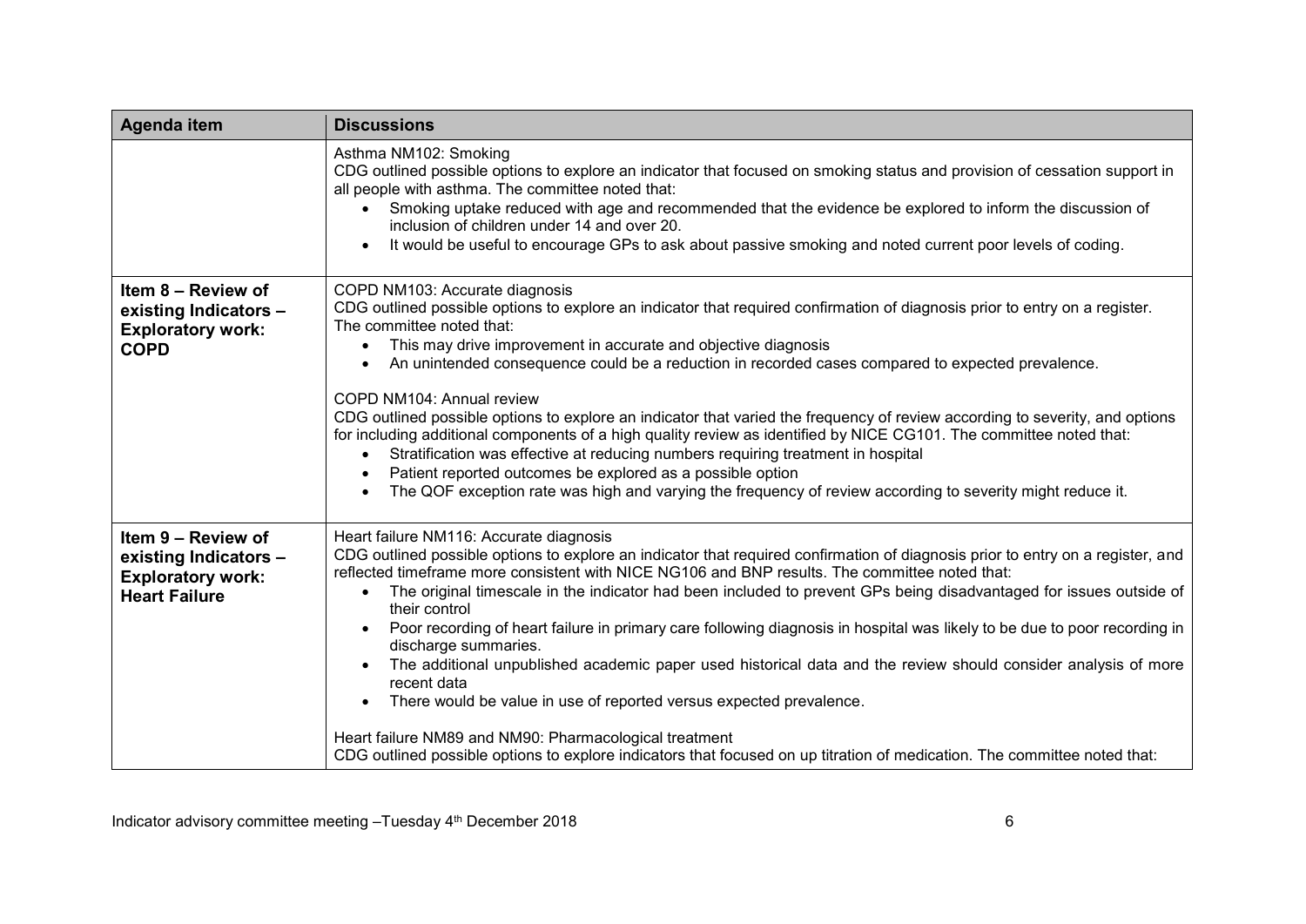| Agenda item | Discussions |
|---|---|
| | Asthma NM102: Smoking<br>CDG outlined possible options to explore an indicator that focused on smoking status and provision of cessation support in all people with asthma. The committee noted that:<br>• Smoking uptake reduced with age and recommended that the evidence be explored to inform the discussion of inclusion of children under 14 and over 20.<br>• It would be useful to encourage GPs to ask about passive smoking and noted current poor levels of coding. |
| **Item 8 – Review of existing Indicators – Exploratory work: COPD** | COPD NM103: Accurate diagnosis<br>CDG outlined possible options to explore an indicator that required confirmation of diagnosis prior to entry on a register. The committee noted that:<br>• This may drive improvement in accurate and objective diagnosis<br>• An unintended consequence could be a reduction in recorded cases compared to expected prevalence.<br><br>COPD NM104: Annual review<br>CDG outlined possible options to explore an indicator that varied the frequency of review according to severity, and options for including additional components of a high quality review as identified by NICE CG101. The committee noted that:<br>• Stratification was effective at reducing numbers requiring treatment in hospital<br>• Patient reported outcomes be explored as a possible option<br>• The QOF exception rate was high and varying the frequency of review according to severity might reduce it. |
| **Item 9 – Review of existing Indicators – Exploratory work: Heart Failure** | Heart failure NM116: Accurate diagnosis<br>CDG outlined possible options to explore an indicator that required confirmation of diagnosis prior to entry on a register, and reflected timeframe more consistent with NICE NG106 and BNP results. The committee noted that:<br>• The original timescale in the indicator had been included to prevent GPs being disadvantaged for issues outside of their control<br>• Poor recording of heart failure in primary care following diagnosis in hospital was likely to be due to poor recording in discharge summaries.<br>• The additional unpublished academic paper used historical data and the review should consider analysis of more recent data<br>• There would be value in use of reported versus expected prevalence.<br><br>Heart failure NM89 and NM90: Pharmacological treatment<br>CDG outlined possible options to explore indicators that focused on up titration of medication. The committee noted that: |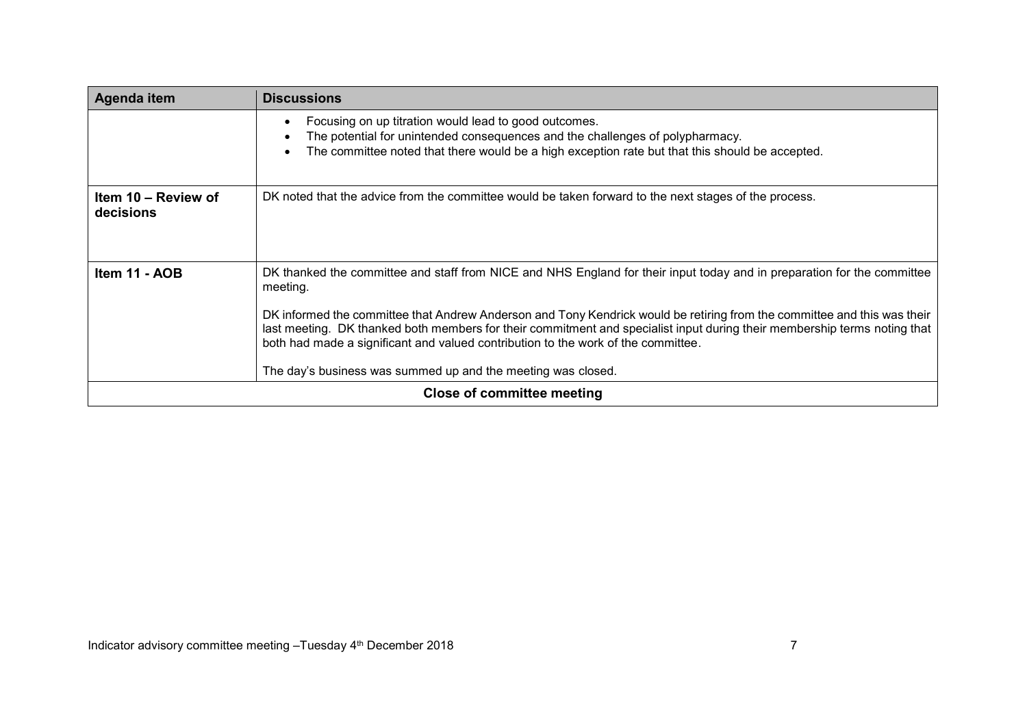| Agenda item | Discussions |
|---|---|
| | • Focusing on up titration would lead to good outcomes.<br>• The potential for unintended consequences and the challenges of polypharmacy.<br>• The committee noted that there would be a high exception rate but that this should be accepted. |
| **Item 10 – Review of decisions** | DK noted that the advice from the committee would be taken forward to the next stages of the process. |
| **Item 11 - AOB** | DK thanked the committee and staff from NICE and NHS England for their input today and in preparation for the committee meeting.<br><br>DK informed the committee that Andrew Anderson and Tony Kendrick would be retiring from the committee and this was their last meeting. DK thanked both members for their commitment and specialist input during their membership terms noting that both had made a significant and valued contribution to the work of the committee.<br><br>The day's business was summed up and the meeting was closed. |
| **Close of committee meeting** | |